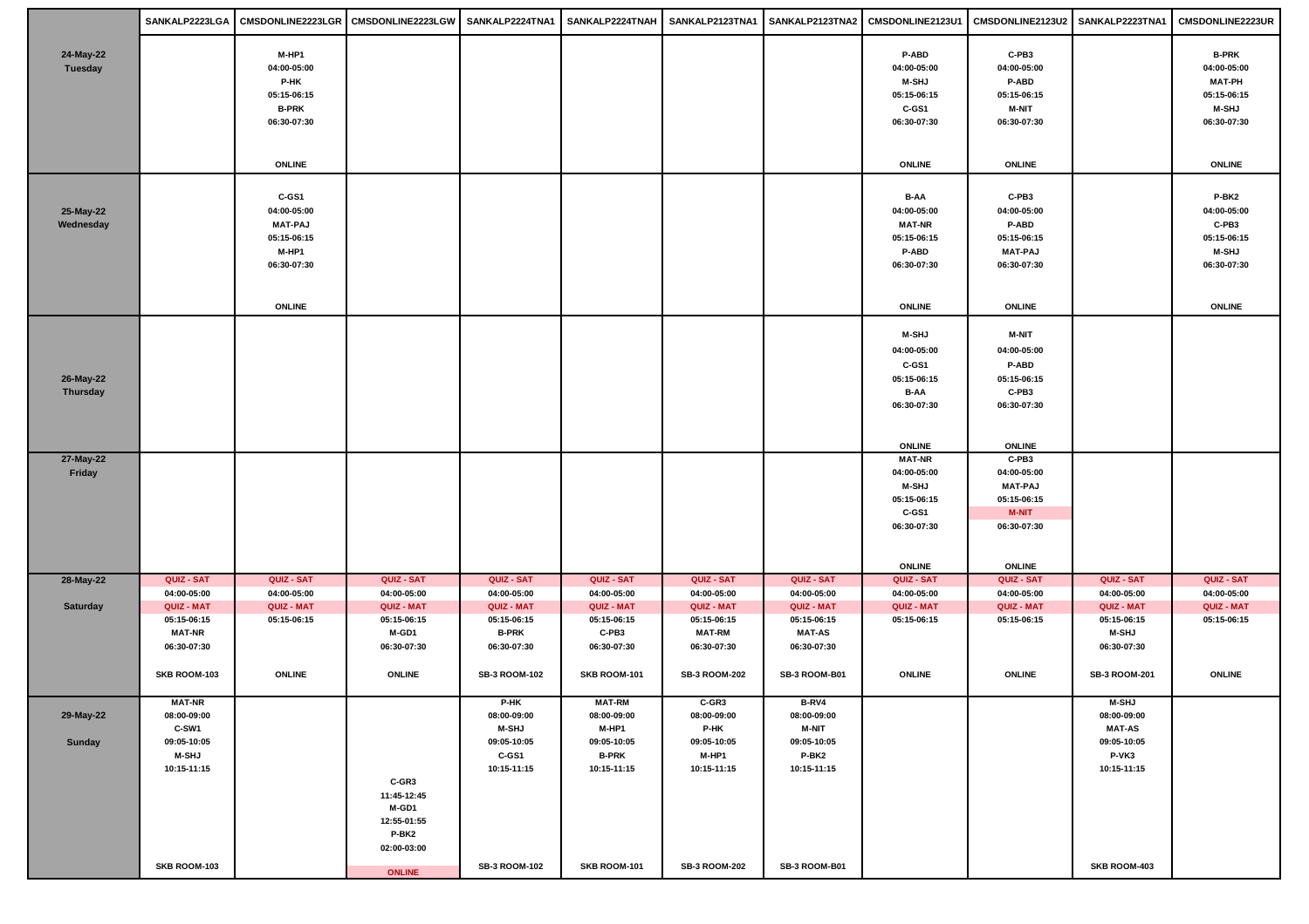| | SANKALP2223LGA | CMSDONLINE2223LGR | CMSDONLINE2223LGW | SANKALP2224TNA1 | SANKALP2224TNAH | SANKALP2123TNA1 | SANKALP2123TNA2 | CMSDONLINE2123U1 | CMSDONLINE2123U2 | SANKALP2223TNA1 | CMSDONLINE2223UR |
|---|---|---|---|---|---|---|---|---|---|---|---|
| 24-May-22 Tuesday | | M-HP1 04:00-05:00 P-HK 05:15-06:15 B-PRK 06:30-07:30 ONLINE | | | | | | P-ABD 04:00-05:00 M-SHJ 05:15-06:15 C-GS1 06:30-07:30 ONLINE | C-PB3 04:00-05:00 P-ABD 05:15-06:15 M-NIT 06:30-07:30 ONLINE | | B-PRK 04:00-05:00 MAT-PH 05:15-06:15 M-SHJ 06:30-07:30 ONLINE |
| 25-May-22 Wednesday | | C-GS1 04:00-05:00 MAT-PAJ 05:15-06:15 M-HP1 06:30-07:30 ONLINE | | | | | | B-AA 04:00-05:00 MAT-NR 05:15-06:15 P-ABD 06:30-07:30 ONLINE | C-PB3 04:00-05:00 P-ABD 05:15-06:15 MAT-PAJ 06:30-07:30 ONLINE | | P-BK2 04:00-05:00 C-PB3 05:15-06:15 M-SHJ 06:30-07:30 ONLINE |
| 26-May-22 Thursday | | | | | | | | M-SHJ 04:00-05:00 C-GS1 05:15-06:15 B-AA 06:30-07:30 ONLINE | M-NIT 04:00-05:00 P-ABD 05:15-06:15 C-PB3 06:30-07:30 ONLINE | | |
| 27-May-22 Friday | | | | | | | | MAT-NR 04:00-05:00 M-SHJ 05:15-06:15 C-GS1 06:30-07:30 ONLINE | C-PB3 04:00-05:00 MAT-PAJ 05:15-06:15 M-NIT 06:30-07:30 ONLINE | | |
| 28-May-22 Saturday | QUIZ - SAT 04:00-05:00 QUIZ - MAT 05:15-06:15 MAT-NR 06:30-07:30 SKB ROOM-103 | QUIZ - SAT 04:00-05:00 QUIZ - MAT 05:15-06:15 ONLINE | QUIZ - SAT 04:00-05:00 QUIZ - MAT 05:15-06:15 M-GD1 06:30-07:30 ONLINE | QUIZ - SAT 04:00-05:00 QUIZ - MAT 05:15-06:15 B-PRK 06:30-07:30 SB-3 ROOM-102 | QUIZ - SAT 04:00-05:00 QUIZ - MAT 05:15-06:15 C-PB3 06:30-07:30 SKB ROOM-101 | QUIZ - SAT 04:00-05:00 QUIZ - MAT 05:15-06:15 MAT-RM 06:30-07:30 SB-3 ROOM-202 | QUIZ - SAT 04:00-05:00 QUIZ - MAT 05:15-06:15 MAT-AS 06:30-07:30 SB-3 ROOM-B01 | QUIZ - SAT 04:00-05:00 QUIZ - MAT 05:15-06:15 ONLINE | QUIZ - SAT 04:00-05:00 QUIZ - MAT 05:15-06:15 ONLINE | QUIZ - SAT 04:00-05:00 QUIZ - MAT 05:15-06:15 M-SHJ 06:30-07:30 SB-3 ROOM-201 | QUIZ - SAT 04:00-05:00 QUIZ - MAT 05:15-06:15 ONLINE |
| 29-May-22 Sunday | MAT-NR 08:00-09:00 C-SW1 09:05-10:05 M-SHJ 10:15-11:15 SKB ROOM-103 | | C-GR3 11:45-12:45 M-GD1 12:55-01:55 P-BK2 02:00-03:00 ONLINE | P-HK 08:00-09:00 M-SHJ 09:05-10:05 C-GS1 10:15-11:15 SB-3 ROOM-102 | MAT-RM 08:00-09:00 M-HP1 09:05-10:05 B-PRK 10:15-11:15 SKB ROOM-101 | C-GR3 08:00-09:00 P-HK 09:05-10:05 M-HP1 10:15-11:15 SB-3 ROOM-202 | B-RV4 08:00-09:00 M-NIT 09:05-10:05 P-BK2 10:15-11:15 SB-3 ROOM-B01 | | | M-SHJ 08:00-09:00 MAT-AS 09:05-10:05 P-VK3 10:15-11:15 SKB ROOM-403 | |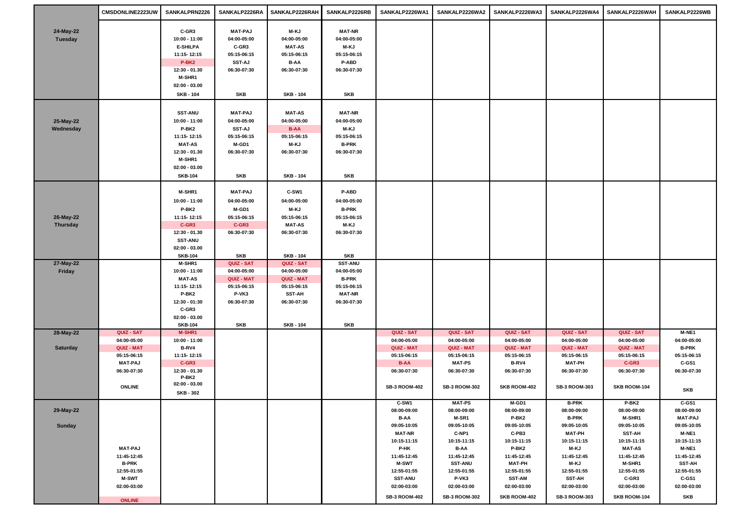| | CMSDONLINE2223UW | SANKALPRN2226 | SANKALP2226RA | SANKALP2226RAH | SANKALP2226RB | SANKALP2226WA1 | SANKALP2226WA2 | SANKALP2226WA3 | SANKALP2226WA4 | SANKALP2226WAH | SANKALP2226WB |
|---|---|---|---|---|---|---|---|---|---|---|---|
| 24-May-22 Tuesday | | C-GR3 10:00 - 11:00 E-SHILPA 11:15- 12:15 P-BK2 12:30 - 01.30 M-SHR1 02:00 - 03.00 SKB - 104 | MAT-PAJ 04:00-05:00 C-GR3 05:15-06:15 SST-AJ 06:30-07:30 SKB | M-KJ 04:00-05:00 MAT-AS 05:15-06:15 B-AA 06:30-07:30 SKB - 104 | MAT-NR 04:00-05:00 M-KJ 05:15-06:15 P-ABD 06:30-07:30 SKB | | | | | | |
| 25-May-22 Wednesday | | SST-ANU 10:00 - 11:00 P-BK2 11:15- 12:15 MAT-AS 12:30 - 01.30 M-SHR1 02:00 - 03.00 SKB-104 | MAT-PAJ 04:00-05:00 SST-AJ 05:15-06:15 M-GD1 06:30-07:30 SKB | MAT-AS 04:00-05:00 B-AA 05:15-06:15 M-KJ 06:30-07:30 SKB - 104 | MAT-NR 04:00-05:00 M-KJ 05:15-06:15 B-PRK 06:30-07:30 SKB | | | | | | |
| 26-May-22 Thursday | | M-SHR1 10:00 - 11:00 P-BK2 11:15- 12:15 C-GR3 12:30 - 01.30 SST-ANU 02:00 - 03.00 SKB-104 | MAT-PAJ 04:00-05:00 M-GD1 05:15-06:15 C-GR3 06:30-07:30 SKB | C-SW1 04:00-05:00 M-KJ 05:15-06:15 MAT-AS 06:30-07:30 SKB - 104 | P-ABD 04:00-05:00 B-PRK 05:15-06:15 M-KJ 06:30-07:30 SKB | | | | | | |
| 27-May-22 Friday | | M-SHR1 10:00 - 11:00 MAT-AS 11:15- 12:15 P-BK2 12:30 - 01.30 C-GR3 02:00 - 03.00 SKB-104 | QUIZ - SAT 04:00-05:00 QUIZ - MAT 05:15-06:15 P-VK3 06:30-07:30 SKB | QUIZ - SAT QUIZ - MAT 05:15-06:15 SST-AH 06:30-07:30 SKB - 104 | SST-ANU 04:00-05:00 B-PRK 05:15-06:15 MAT-NR 06:30-07:30 SKB | | | | | | |
| 28-May-22 Saturday | QUIZ - SAT 04:00-05:00 QUIZ - MAT 05:15-06:15 MAT-PAJ 06:30-07:30 ONLINE | M-SHR1 10:00 - 11:00 B-RV4 11:15- 12:15 C-GR3 12:30 - 01.30 P-BK2 02:00 - 03.00 SKB - 302 | | | | QUIZ - SAT 04:00-05:00 QUIZ - MAT 05:15-06:15 B-AA 06:30-07:30 SB-3 ROOM-402 | QUIZ - SAT 04:00-05:00 QUIZ - MAT 05:15-06:15 MAT-PS 06:30-07:30 SB-3 ROOM-302 | QUIZ - SAT 04:00-05:00 QUIZ - MAT 05:15-06:15 B-RV4 06:30-07:30 SKB ROOM-402 | QUIZ - SAT 04:00-05:00 QUIZ - MAT 05:15-06:15 MAT-PH 06:30-07:30 SB-3 ROOM-303 | QUIZ - SAT 04:00-05:00 QUIZ - MAT 05:15-06:15 C-GR3 06:30-07:30 SKB ROOM-104 | M-NE1 04:00-05:00 B-PRK 05:15-06:15 C-GS1 06:30-07:30 SKB |
| 29-May-22 Sunday | MAT-PAJ 11:45-12:45 B-PRK 12:55-01:55 M-SWT 02:00-03:00 ONLINE | | | | | C-SW1 08:00-09:00 B-AA 09:05-10:05 MAT-NR 10:15-11:15 P-HK 11:45-12:45 M-SWT 12:55-01:55 SST-ANU 02:00-03:00 SB-3 ROOM-402 | MAT-PS 08:00-09:00 M-SR1 09:05-10:05 C-NP1 10:15-11:15 B-AA 11:45-12:45 SST-ANU 12:55-01:55 P-VK3 02:00-03:00 SB-3 ROOM-302 | M-GD1 08:00-09:00 P-BK2 09:05-10:05 C-PB3 10:15-11:15 P-BK2 11:45-12:45 MAT-PH 12:55-01:55 SST-AM 02:00-03:00 SKB ROOM-402 | B-PRK 08:00-09:00 B-PRK 09:05-10:05 MAT-PH 10:15-11:15 M-KJ 11:45-12:45 M-KJ 12:55-01:55 SST-AH 02:00-03:00 SB-3 ROOM-303 | P-BK2 08:00-09:00 M-SHR1 09:05-10:05 SST-AH 10:15-11:15 MAT-AS 11:45-12:45 M-SHR1 12:55-01:55 C-GR3 02:00-03:00 SKB ROOM-104 | C-GS1 08:00-09:00 MAT-PAJ 09:05-10:05 M-NE1 10:15-11:15 M-NE1 11:45-12:45 SST-AH 12:55-01:55 C-GS1 02:00-03:00 SKB |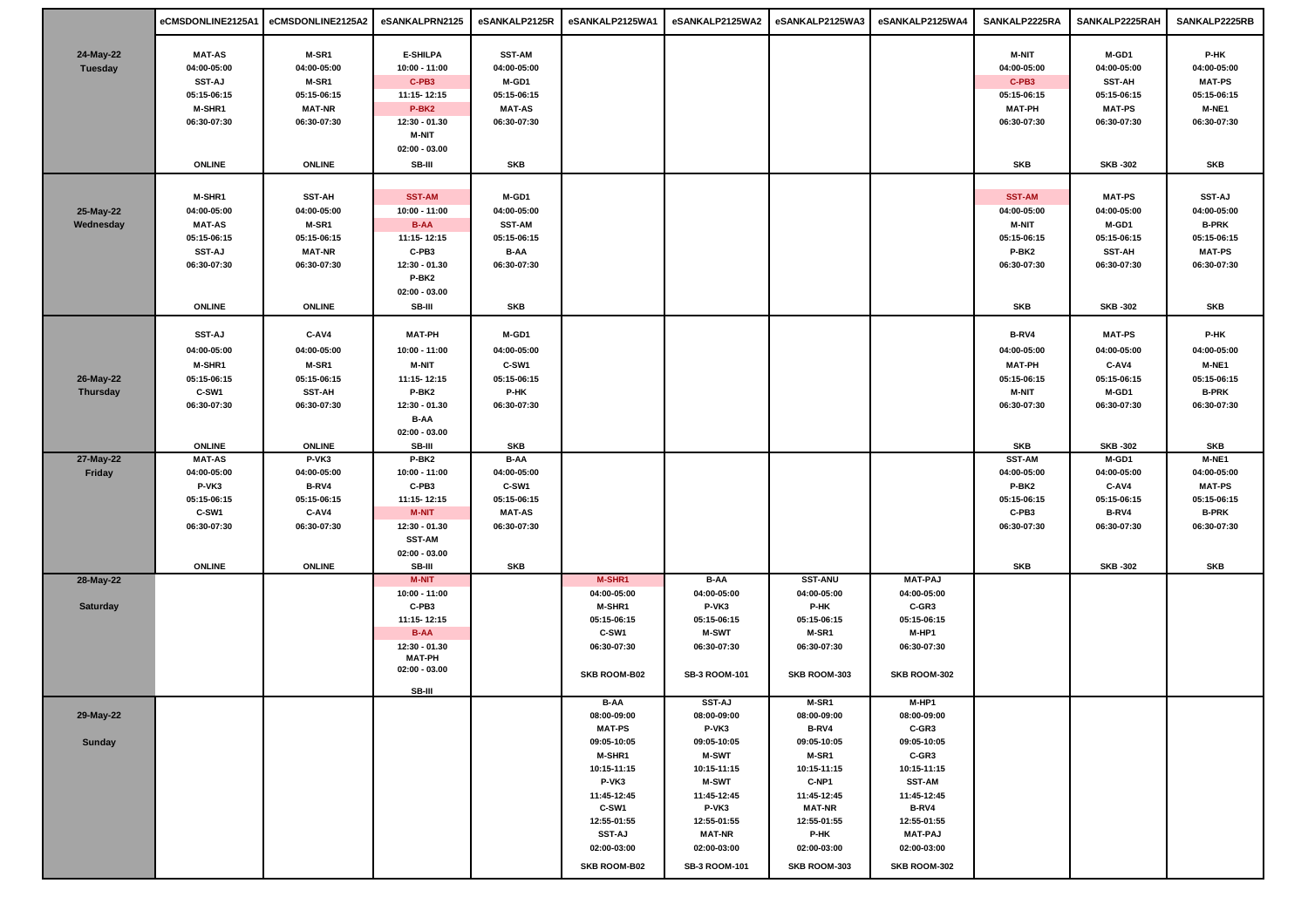| | eCMSDONLINE2125A1 | eCMSDONLINE2125A2 | eSANKALPRN2125 | eSANKALP2125R | eSANKALP2125WA1 | eSANKALP2125WA2 | eSANKALP2125WA3 | eSANKALP2125WA4 | SANKALP2225RA | SANKALP2225RAH | SANKALP2225RB |
|---|---|---|---|---|---|---|---|---|---|---|---|
| 24-May-22 Tuesday | MAT-AS 04:00-05:00 SST-AJ 05:15-06:15 M-SHR1 06:30-07:30 ONLINE | M-SR1 04:00-05:00 M-SR1 05:15-06:15 MAT-NR 06:30-07:30 ONLINE | E-SHILPA 10:00 - 11:00 C-PB3 11:15- 12:15 P-BK2 12:30 - 01.30 M-NIT 02:00 - 03.00 SB-III | SST-AM 04:00-05:00 M-GD1 05:15-06:15 MAT-AS 06:30-07:30 SKB | | | | | M-NIT 04:00-05:00 C-PB3 05:15-06:15 MAT-PH 06:30-07:30 SKB | M-GD1 04:00-05:00 SST-AH 05:15-06:15 MAT-PS 06:30-07:30 SKB -302 | P-HK 04:00-05:00 MAT-PS 05:15-06:15 M-NE1 06:30-07:30 SKB |
| 25-May-22 Wednesday | M-SHR1 04:00-05:00 MAT-AS 05:15-06:15 SST-AJ 06:30-07:30 ONLINE | SST-AH 04:00-05:00 M-SR1 05:15-06:15 MAT-NR 06:30-07:30 ONLINE | SST-AM 10:00 - 11:00 B-AA 11:15- 12:15 C-PB3 12:30 - 01.30 P-BK2 02:00 - 03.00 SB-III | M-GD1 04:00-05:00 SST-AM 05:15-06:15 B-AA 06:30-07:30 SKB | | | | | SST-AM 04:00-05:00 M-NIT 05:15-06:15 P-BK2 06:30-07:30 SKB | MAT-PS 04:00-05:00 M-GD1 05:15-06:15 SST-AH 06:30-07:30 SKB -302 | SST-AJ 04:00-05:00 B-PRK 05:15-06:15 MAT-PS 06:30-07:30 SKB |
| 26-May-22 Thursday | SST-AJ 04:00-05:00 M-SHR1 05:15-06:15 C-SW1 06:30-07:30 ONLINE | C-AV4 04:00-05:00 M-SR1 05:15-06:15 SST-AH 06:30-07:30 ONLINE | MAT-PH 10:00 - 11:00 M-NIT 11:15- 12:15 P-BK2 12:30 - 01.30 B-AA 02:00 - 03.00 SB-III | M-GD1 04:00-05:00 C-SW1 05:15-06:15 P-HK 06:30-07:30 SKB | | | | | B-RV4 04:00-05:00 MAT-PH 05:15-06:15 M-NIT 06:30-07:30 SKB | MAT-PS 04:00-05:00 C-AV4 05:15-06:15 M-GD1 06:30-07:30 SKB -302 | P-HK 04:00-05:00 M-NE1 05:15-06:15 B-PRK 06:30-07:30 SKB |
| 27-May-22 Friday | MAT-AS 04:00-05:00 P-VK3 05:15-06:15 C-SW1 06:30-07:30 ONLINE | P-VK3 04:00-05:00 B-RV4 05:15-06:15 C-AV4 06:30-07:30 ONLINE | P-BK2 10:00 - 11:00 C-PB3 11:15- 12:15 M-NIT 12:30 - 01.30 SST-AM 02:00 - 03.00 SB-III | B-AA 04:00-05:00 C-SW1 05:15-06:15 MAT-AS 06:30-07:30 SKB | | | | | SST-AM 04:00-05:00 P-BK2 05:15-06:15 C-PB3 06:30-07:30 SKB | M-GD1 04:00-05:00 C-AV4 05:15-06:15 B-RV4 06:30-07:30 SKB -302 | M-NE1 04:00-05:00 MAT-PS 05:15-06:15 B-PRK 06:30-07:30 SKB |
| 28-May-22 Saturday | | | M-NIT 10:00 - 11:00 C-PB3 11:15- 12:15 B-AA 12:30 - 01.30 MAT-PH 02:00 - 03.00 SB-III | | M-SHR1 04:00-05:00 M-SHR1 05:15-06:15 C-SW1 06:30-07:30 SKB ROOM-B02 | B-AA 04:00-05:00 P-VK3 05:15-06:15 M-SWT 06:30-07:30 SB-3 ROOM-101 | SST-ANU 04:00-05:00 P-HK 05:15-06:15 M-SR1 06:30-07:30 SKB ROOM-303 | MAT-PAJ 04:00-05:00 C-GR3 05:15-06:15 M-HP1 06:30-07:30 SKB ROOM-302 | | | |
| 29-May-22 Sunday | | | | | B-AA 08:00-09:00 MAT-PS 09:05-10:05 M-SHR1 10:15-11:15 P-VK3 11:45-12:45 C-SW1 12:55-01:55 SST-AJ 02:00-03:00 SKB ROOM-B02 | SST-AJ 08:00-09:00 P-VK3 09:05-10:05 M-SWT 10:15-11:15 M-SWT 11:45-12:45 P-VK3 12:55-01:55 MAT-NR 02:00-03:00 SB-3 ROOM-101 | M-SR1 08:00-09:00 B-RV4 09:05-10:05 M-SR1 10:15-11:15 C-NP1 11:45-12:45 MAT-NR 12:55-01:55 P-HK 02:00-03:00 SKB ROOM-303 | M-HP1 08:00-09:00 C-GR3 09:05-10:05 C-GR3 10:15-11:15 SST-AM 11:45-12:45 B-RV4 12:55-01:55 MAT-PAJ 02:00-03:00 SKB ROOM-302 | | | |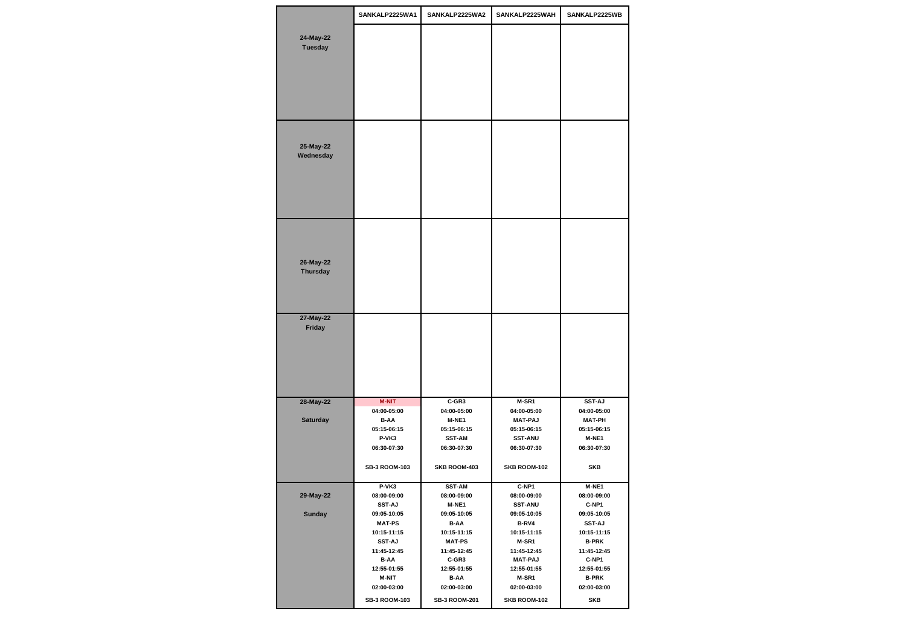| | SANKALP2225WA1 | SANKALP2225WA2 | SANKALP2225WAH | SANKALP2225WB |
|---|---|---|---|---|
| 24-May-22 Tuesday | | | | |
| 25-May-22 Wednesday | | | | |
| 26-May-22 Thursday | | | | |
| 27-May-22 Friday | | | | |
| 28-May-22 Saturday | M-NIT 04:00-05:00 B-AA 05:15-06:15 P-VK3 06:30-07:30 SB-3 ROOM-103 | C-GR3 04:00-05:00 M-NE1 05:15-06:15 SST-AM 06:30-07:30 SKB ROOM-403 | M-SR1 04:00-05:00 MAT-PAJ 05:15-06:15 SST-ANU 06:30-07:30 SKB ROOM-102 | SST-AJ 04:00-05:00 MAT-PH 05:15-06:15 M-NE1 06:30-07:30 SKB |
| 29-May-22 Sunday | P-VK3 08:00-09:00 SST-AJ 09:05-10:05 MAT-PS 10:15-11:15 SST-AJ 11:45-12:45 B-AA 12:55-01:55 M-NIT 02:00-03:00 SB-3 ROOM-103 | SST-AM 08:00-09:00 M-NE1 09:05-10:05 B-AA 10:15-11:15 MAT-PS 11:45-12:45 C-GR3 12:55-01:55 B-AA 02:00-03:00 SB-3 ROOM-201 | C-NP1 08:00-09:00 SST-ANU 09:05-10:05 B-RV4 10:15-11:15 M-SR1 11:45-12:45 MAT-PAJ 12:55-01:55 M-SR1 02:00-03:00 SKB ROOM-102 | M-NE1 08:00-09:00 C-NP1 09:05-10:05 SST-AJ 10:15-11:15 B-PRK 11:45-12:45 C-NP1 12:55-01:55 B-PRK 02:00-03:00 SKB |